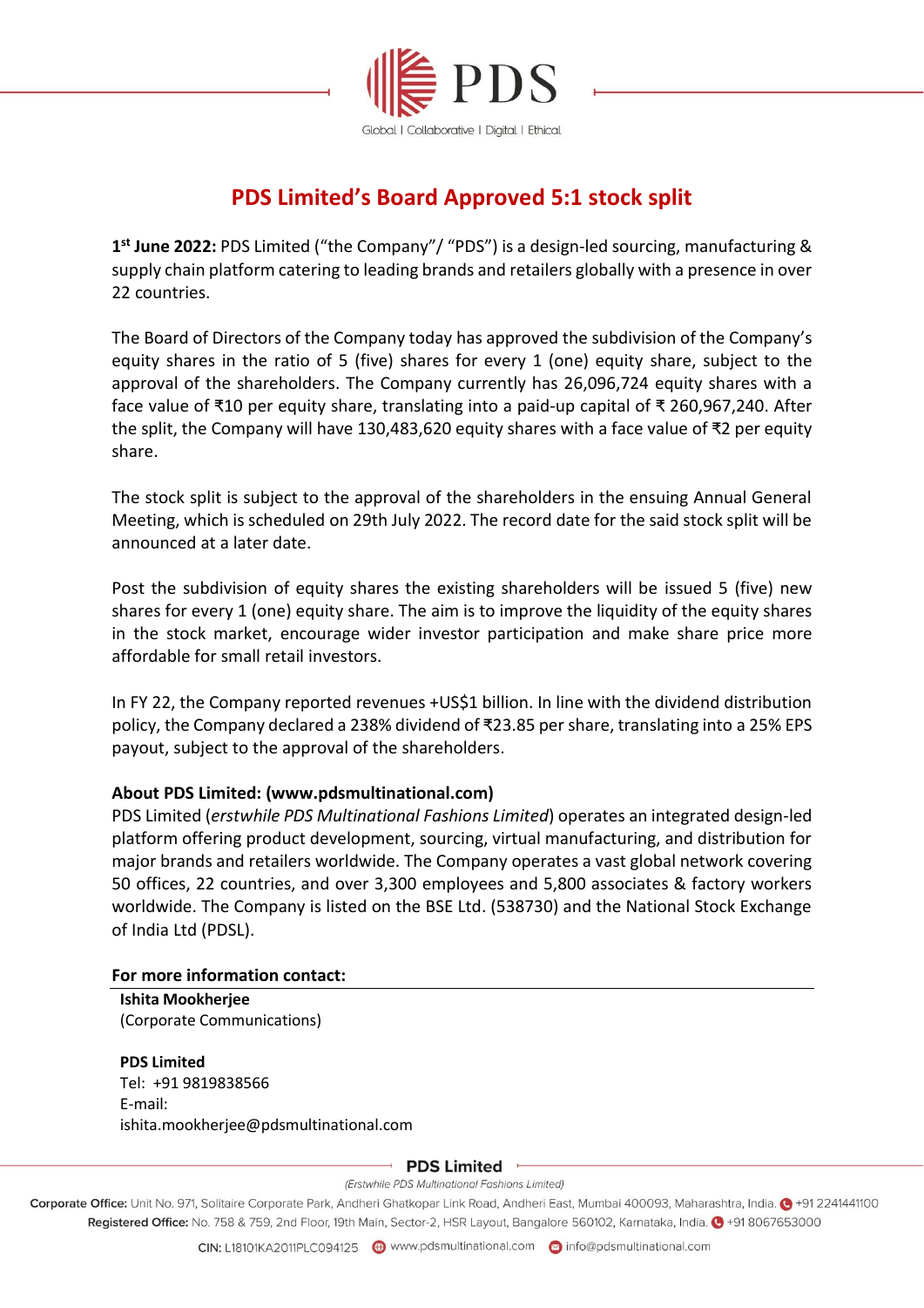# PDS Limited's Board Approved 5:1 stock split

**1st June 2022:** PDS Limited ("the Company"/ "PDS") is a design-led sourcing, manufacturing & supply chain platform catering to leading brands and retailers globally with a presence in over 22 countries.

The Board of Directors of the Company today has approved the subdivision of the Company's equity shares in the ratio of 5 (five) shares for every 1 (one) equity share, subject to the approval of the shareholders. The Company currently has 26,096,724 equity shares with a face value of ₹10 per equity share, translating into a paid-up capital of ₹ 260,967,240. After the split, the Company will have 130,483,620 equity shares with a face value of ₹2 per equity share.

The stock split is subject to the approval of the shareholders in the ensuing Annual General Meeting, which is scheduled on 29th July 2022. The record date for the said stock split will be announced at a later date.

Post the subdivision of equity shares the existing shareholders will be issued 5 (five) new shares for every 1 (one) equity share. The aim is to improve the liquidity of the equity shares in the stock market, encourage wider investor participation and make share price more affordable for small retail investors.

In FY 22, the Company reported revenues +US$1 billion. In line with the dividend distribution policy, the Company declared a 238% dividend of ₹23.85 per share, translating into a 25% EPS payout, subject to the approval of the shareholders.

**About PDS Limited: (www.pdsmultinational.com)**

PDS Limited (*erstwhile PDS Multinational Fashions Limited*) operates an integrated design-led platform offering product development, sourcing, virtual manufacturing, and distribution for major brands and retailers worldwide. The Company operates a vast global network covering 50 offices, 22 countries, and over 3,300 employees and 5,800 associates & factory workers worldwide. The Company is listed on the BSE Ltd. (538730) and the National Stock Exchange of India Ltd (PDSL).

**For more information contact:**

**Ishita Mookherjee**
(Corporate Communications)

**PDS Limited**
Tel: +91 9819838566
E-mail:
ishita.mookherjee@pdsmultinational.com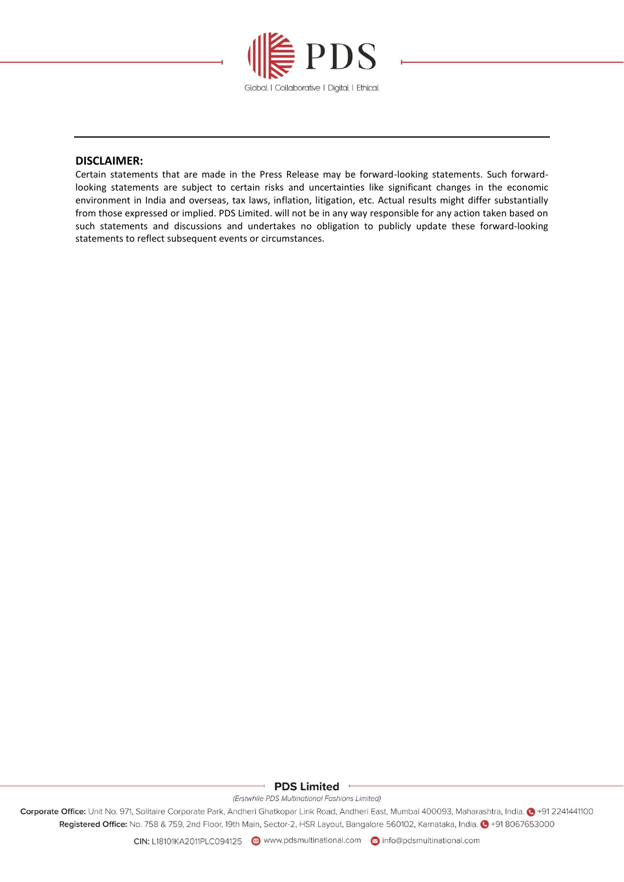**DISCLAIMER:**

Certain statements that are made in the Press Release may be forward-looking statements. Such forward-looking statements are subject to certain risks and uncertainties like significant changes in the economic environment in India and overseas, tax laws, inflation, litigation, etc. Actual results might differ substantially from those expressed or implied. PDS Limited. will not be in any way responsible for any action taken based on such statements and discussions and undertakes no obligation to publicly update these forward-looking statements to reflect subsequent events or circumstances.